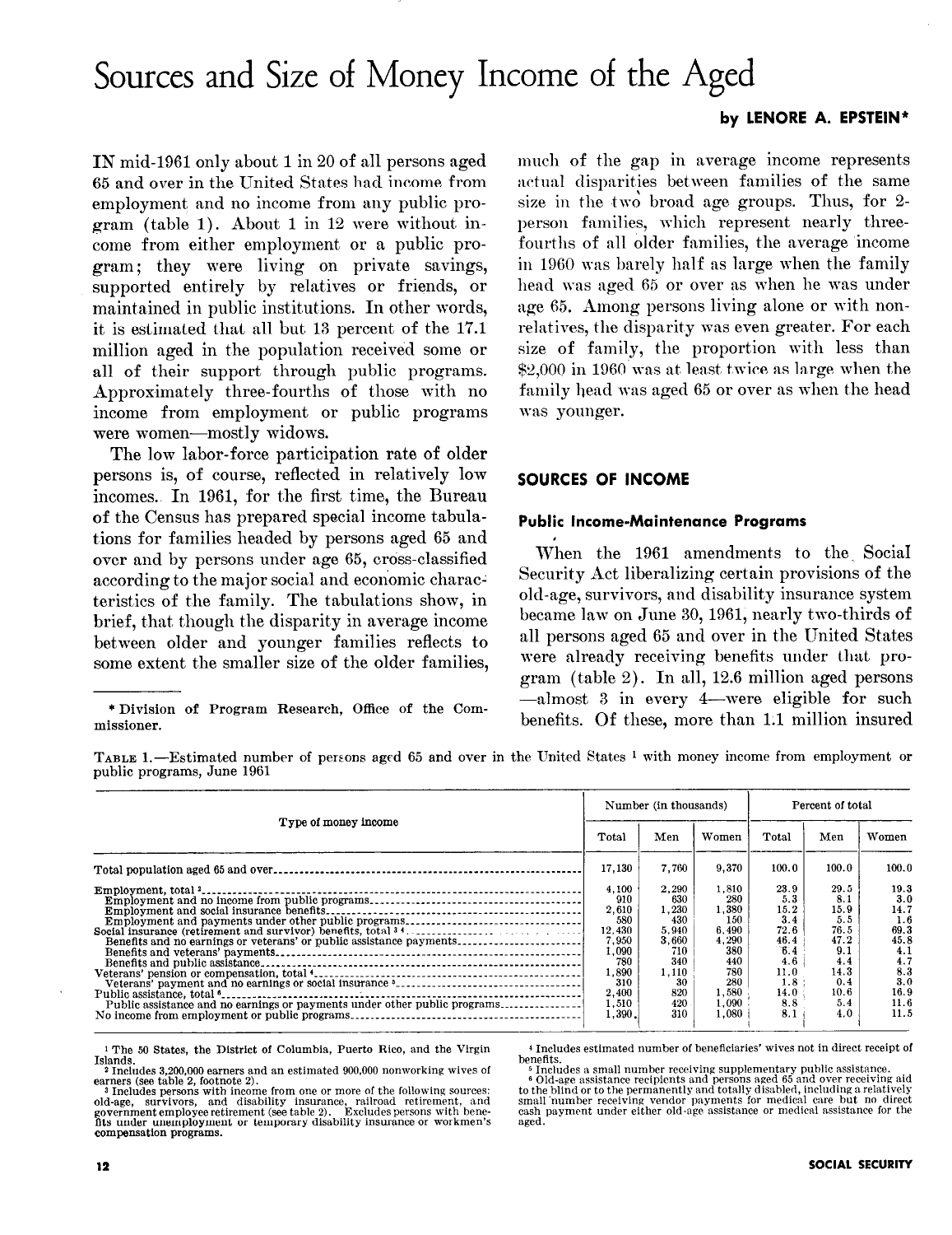# Sources and Size of Money Income of the Aged

**by LENORE A. EPSTEIN***

IN mid-1961 only about 1 in 20 of all persons aged 65 and over in the United States had income from employment and no income from any public program (table 1). About 1 in 12 were without income from either employment or a public program; they were living on private savings, supported entirely by relatives or friends, or maintained in public institutions. In other words, it is estimated that all but 13 percent of the 17.1 million aged in the population received some or all of their support through public programs. Approximately three-fourths of those with no income from employment or public programs were women—mostly widows.

The low labor-force participation rate of older persons is, of course, reflected in relatively low incomes. In 1961, for the first time, the Bureau of the Census has prepared special income tabulations for families headed by persons aged 65 and over and by persons under age 65, cross-classified according to the major social and economic characteristics of the family. The tabulations show, in brief, that though the disparity in average income between older and younger families reflects to some extent the smaller size of the older families, much of the gap in average income represents actual disparities between families of the same size in the two broad age groups. Thus, for 2-person families, which represent nearly three-fourths of all older families, the average income in 1960 was barely half as large when the family head was aged 65 or over as when he was under age 65. Among persons living alone or with non-relatives, the disparity was even greater. For each size of family, the proportion with less than $2,000 in 1960 was at least twice as large when the family head was aged 65 or over as when the head was younger.

\* Division of Program Research, Office of the Commissioner.

## SOURCES OF INCOME

### Public Income-Maintenance Programs

When the 1961 amendments to the Social Security Act liberalizing certain provisions of the old-age, survivors, and disability insurance system became law on June 30, 1961, nearly two-thirds of all persons aged 65 and over in the United States were already receiving benefits under that program (table 2). In all, 12.6 million aged persons —almost 3 in every 4—were eligible for such benefits. Of these, more than 1.1 million insured

TABLE 1.—Estimated number of persons aged 65 and over in the United States [1] with money income from employment or public programs, June 1961

| Type of money income | Number (in thousands) | | | Percent of total | | |
|---|---|---|---|---|---|---|
| | Total | Men | Women | Total | Men | Women |
| Total population aged 65 and over | 17,130 | 7,760 | 9,370 | 100.0 | 100.0 | 100.0 |
| Employment, total [2] | 4,100 | 2,290 | 1,810 | 23.9 | 29.5 | 19.3 |
| Employment and no income from public programs | 910 | 630 | 280 | 5.3 | 8.1 | 3.0 |
| Employment and social insurance benefits | 2,610 | 1,230 | 1,380 | 15.2 | 15.9 | 14.7 |
| Employment and payments under other public programs | 580 | 430 | 150 | 3.4 | 5.5 | 1.6 |
| Social insurance (retirement and survivor) benefits, total [3] [4] | 12,430 | 5,940 | 6,490 | 72.6 | 76.5 | 69.3 |
| Benefits and no earnings or veterans' or public assistance payments | 7,950 | 3,660 | 4,290 | 46.4 | 47.2 | 45.8 |
| Benefits and veterans' payments | 1,090 | 710 | 380 | 6.4 | 9.1 | 4.1 |
| Benefits and public assistance | 780 | 340 | 440 | 4.6 | 4.4 | 4.7 |
| Veterans' pension or compensation, total [4] | 1,890 | 1,110 | 780 | 11.0 | 14.3 | 8.3 |
| Veterans' payment and no earnings or social insurance [5] | 310 | 30 | 280 | 1.8 | 0.4 | 3.0 |
| Public assistance, total [6] | 2,400 | 820 | 1,580 | 14.0 | 10.6 | 16.9 |
| Public assistance and no earnings or payments under other public programs | 1,510 | 420 | 1,090 | 8.8 | 5.4 | 11.6 |
| No income from employment or public programs | 1,390 | 310 | 1,080 | 8.1 | 4.0 | 11.5 |

[1] The 50 States, the District of Columbia, Puerto Rico, and the Virgin Islands.

[2] Includes 3,200,000 earners and an estimated 900,000 nonworking wives of earners (see table 2, footnote 2).

[3] Includes persons with income from one or more of the following sources: old-age, survivors, and disability insurance, railroad retirement, and government employee retirement (see table 2). Excludes persons with benefits under unemployment or temporary disability insurance or workmen's compensation programs.

[4] Includes estimated number of beneficiaries' wives not in direct receipt of benefits.

[5] Includes a small number receiving supplementary public assistance.

[6] Old-age assistance recipients and persons aged 65 and over receiving aid to the blind or to the permanently and totally disabled, including a relatively small number receiving vendor payments for medical care but no direct cash payment under either old-age assistance or medical assistance for the aged.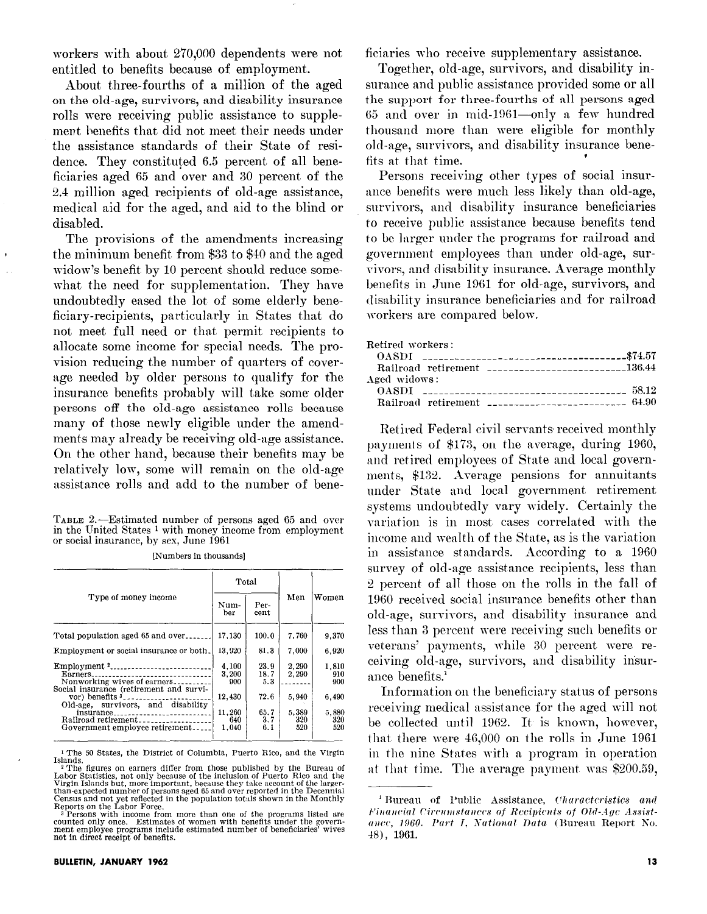workers with about 270,000 dependents were not entitled to benefits because of employment.

About three-fourths of a million of the aged on the old-age, survivors, and disability insurance rolls were receiving public assistance to supplement benefits that did not meet their needs under the assistance standards of their State of residence. They constituted 6.5 percent of all beneficiaries aged 65 and over and 30 percent of the 2.4 million aged recipients of old-age assistance, medical aid for the aged, and aid to the blind or disabled.

The provisions of the amendments increasing the minimum benefit from $33 to $40 and the aged widow's benefit by 10 percent should reduce somewhat the need for supplementation. They have undoubtedly eased the lot of some elderly beneficiary-recipients, particularly in States that do not meet full need or that permit recipients to allocate some income for special needs. The provision reducing the number of quarters of coverage needed by older persons to qualify for the insurance benefits probably will take some older persons off the old-age assistance rolls because many of those newly eligible under the amendments may already be receiving old-age assistance. On the other hand, because their benefits may be relatively low, some will remain on the old-age assistance rolls and add to the number of beneficiaries who receive supplementary assistance.

TABLE 2.—Estimated number of persons aged 65 and over in the United States [1] with money income from employment or social insurance, by sex, June 1961

[Numbers in thousands]

| Type of money income | Total | | Men | Women |
|---|---|---|---|---|
| | Number | Percent | | |
| Total population aged 65 and over | 17,130 | 100.0 | 7,760 | 9,370 |
| Employment or social insurance or both | 13,920 | 81.3 | 7,000 | 6,920 |
| Employment [2] | 4,100 | 23.9 | 2,290 | 1,810 |
| Earners | 3,200 | 18.7 | 2,290 | 910 |
| Nonworking wives of earners | 900 | 5.3 | -------- | 900 |
| Social insurance (retirement and survivor) benefits [3] | 12,430 | 72.6 | 5,940 | 6,490 |
| Old-age, survivors, and disability insurance | 11,260 | 65.7 | 5,380 | 5,880 |
| Railroad retirement | 640 | 3.7 | 320 | 320 |
| Government employee retirement | 1,040 | 6.1 | 520 | 520 |

[1] The 50 States, the District of Columbia, Puerto Rico, and the Virgin Islands.

[2] The figures on earners differ from those published by the Bureau of Labor Statistics, not only because of the inclusion of Puerto Rico and the Virgin Islands but, more important, because they take account of the larger-than-expected number of persons aged 65 and over reported in the Decennial Census and not yet reflected in the population totals shown in the Monthly Reports on the Labor Force.

[3] Persons with income from more than one of the programs listed are counted only once. Estimates of women with benefits under the government employee programs include estimated number of beneficiaries' wives not in direct receipt of benefits.

Together, old-age, survivors, and disability insurance and public assistance provided some or all the support for three-fourths of all persons aged 65 and over in mid-1961—only a few hundred thousand more than were eligible for monthly old-age, survivors, and disability insurance benefits at that time.

Persons receiving other types of social insurance benefits were much less likely than old-age, survivors, and disability insurance beneficiaries to receive public assistance because benefits tend to be larger under the programs for railroad and government employees than under old-age, survivors, and disability insurance. Average monthly benefits in June 1961 for old-age, survivors, and disability insurance beneficiaries and for railroad workers are compared below.

| | |
|---|---|
| Retired workers: | |
| OASDI | $74.57 |
| Railroad retirement | 136.44 |
| Aged widows: | |
| OASDI | 58.12 |
| Railroad retirement | 64.90 |

Retired Federal civil servants received monthly payments of $173, on the average, during 1960, and retired employees of State and local governments, $132. Average pensions for annuitants under State and local government retirement systems undoubtedly vary widely. Certainly the variation is in most cases correlated with the income and wealth of the State, as is the variation in assistance standards. According to a 1960 survey of old-age assistance recipients, less than 2 percent of all those on the rolls in the fall of 1960 received social insurance benefits other than old-age, survivors, and disability insurance and less than 3 percent were receiving such benefits or veterans' payments, while 30 percent were receiving old-age, survivors, and disability insurance benefits.[1]

Information on the beneficiary status of persons receiving medical assistance for the aged will not be collected until 1962. It is known, however, that there were 46,000 on the rolls in June 1961 in the nine States with a program in operation at that time. The average payment was $200.59,

[1] Bureau of Public Assistance, *Characteristics and Financial Circumstances of Recipients of Old-Age Assistance, 1960. Part I, National Data* (Bureau Report No. 48), 1961.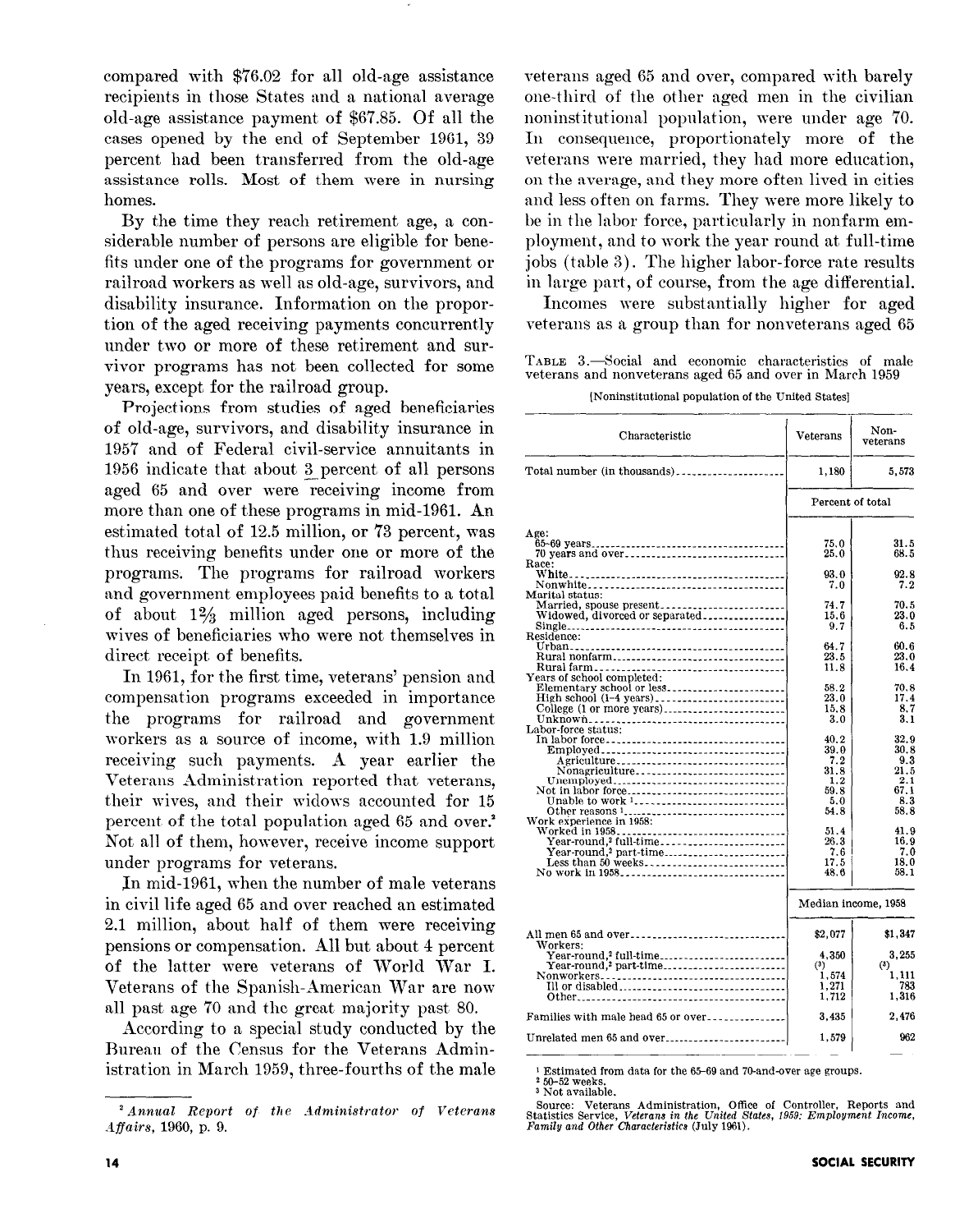compared with $76.02 for all old-age assistance recipients in those States and a national average old-age assistance payment of $67.85. Of all the cases opened by the end of September 1961, 39 percent had been transferred from the old-age assistance rolls. Most of them were in nursing homes.

By the time they reach retirement age, a considerable number of persons are eligible for benefits under one of the programs for government or railroad workers as well as old-age, survivors, and disability insurance. Information on the proportion of the aged receiving payments concurrently under two or more of these retirement and survivor programs has not been collected for some years, except for the railroad group.

Projections from studies of aged beneficiaries of old-age, survivors, and disability insurance in 1957 and of Federal civil-service annuitants in 1956 indicate that about 3 percent of all persons aged 65 and over were receiving income from more than one of these programs in mid-1961. An estimated total of 12.5 million, or 73 percent, was thus receiving benefits under one or more of the programs. The programs for railroad workers and government employees paid benefits to a total of about 1⅔ million aged persons, including wives of beneficiaries who were not themselves in direct receipt of benefits.

In 1961, for the first time, veterans' pension and compensation programs exceeded in importance the programs for railroad and government workers as a source of income, with 1.9 million receiving such payments. A year earlier the Veterans Administration reported that veterans, their wives, and their widows accounted for 15 percent of the total population aged 65 and over.[2] Not all of them, however, receive income support under programs for veterans.

In mid-1961, when the number of male veterans in civil life aged 65 and over reached an estimated 2.1 million, about half of them were receiving pensions or compensation. All but about 4 percent of the latter were veterans of World War I. Veterans of the Spanish-American War are now all past age 70 and the great majority past 80.

According to a special study conducted by the Bureau of the Census for the Veterans Administration in March 1959, three-fourths of the male veterans aged 65 and over, compared with barely one-third of the other aged men in the civilian noninstitutional population, were under age 70. In consequence, proportionately more of the veterans were married, they had more education, on the average, and they more often lived in cities and less often on farms. They were more likely to be in the labor force, particularly in nonfarm employment, and to work the year round at full-time jobs (table 3). The higher labor-force rate results in large part, of course, from the age differential.

Incomes were substantially higher for aged veterans as a group than for nonveterans aged 65

TABLE 3.—Social and economic characteristics of male veterans and nonveterans aged 65 and over in March 1959

[Noninstitutional population of the United States]

| Characteristic | Veterans | Nonveterans |
|---|---|---|
| Total number (in thousands) | 1,180 | 5,573 |
| | Percent of total | |
| Age: | | |
| 65–69 years | 75.0 | 31.5 |
| 70 years and over | 25.0 | 68.5 |
| Race: | | |
| White | 93.0 | 92.8 |
| Nonwhite | 7.0 | 7.2 |
| Marital status: | | |
| Married, spouse present | 74.7 | 70.5 |
| Widowed, divorced or separated | 15.6 | 23.0 |
| Single | 9.7 | 6.5 |
| Residence: | | |
| Urban | 64.7 | 60.6 |
| Rural nonfarm | 23.5 | 23.0 |
| Rural farm | 11.8 | 16.4 |
| Years of school completed: | | |
| Elementary school or less | 58.2 | 70.8 |
| High school (1–4 years) | 23.0 | 17.4 |
| College (1 or more years) | 15.8 | 8.7 |
| Unknown | 3.0 | 3.1 |
| Labor-force status: | | |
| In labor force | 40.2 | 32.9 |
| Employed | 39.0 | 30.8 |
| Agriculture | 7.2 | 9.3 |
| Nonagriculture | 31.8 | 21.5 |
| Unemployed | 1.2 | 2.1 |
| Not in labor force | 59.8 | 67.1 |
| Unable to work [1] | 5.0 | 8.3 |
| Other reasons [1] | 54.8 | 58.8 |
| Work experience in 1958: | | |
| Worked in 1958 | 51.4 | 41.9 |
| Year-round,[2] full-time | 26.3 | 16.9 |
| Year-round,[2] part-time | 7.6 | 7.0 |
| Less than 50 weeks | 17.5 | 18.0 |
| No work in 1958 | 48.6 | 58.1 |
| | Median income, 1958 | |
| All men 65 and over | $2,077 | $1,347 |
| Workers: | | |
| Year-round,[2] full-time | 4,350 | 3,255 |
| Year-round,[2] part-time | (3) | (3) |
| Nonworkers | 1,574 | 1,111 |
| Ill or disabled | 1,271 | 783 |
| Other | 1,712 | 1,316 |
| Families with male head 65 or over | 3,435 | 2,476 |
| Unrelated men 65 and over | 1,579 | 962 |

[1] Estimated from data for the 65–69 and 70-and-over age groups.
[2] 50–52 weeks.
[3] Not available.

Source: Veterans Administration, Office of Controller, Reports and Statistics Service, *Veterans in the United States, 1959: Employment Income, Family and Other Characteristics* (July 1961).

[2] *Annual Report of the Administrator of Veterans Affairs*, 1960, p. 9.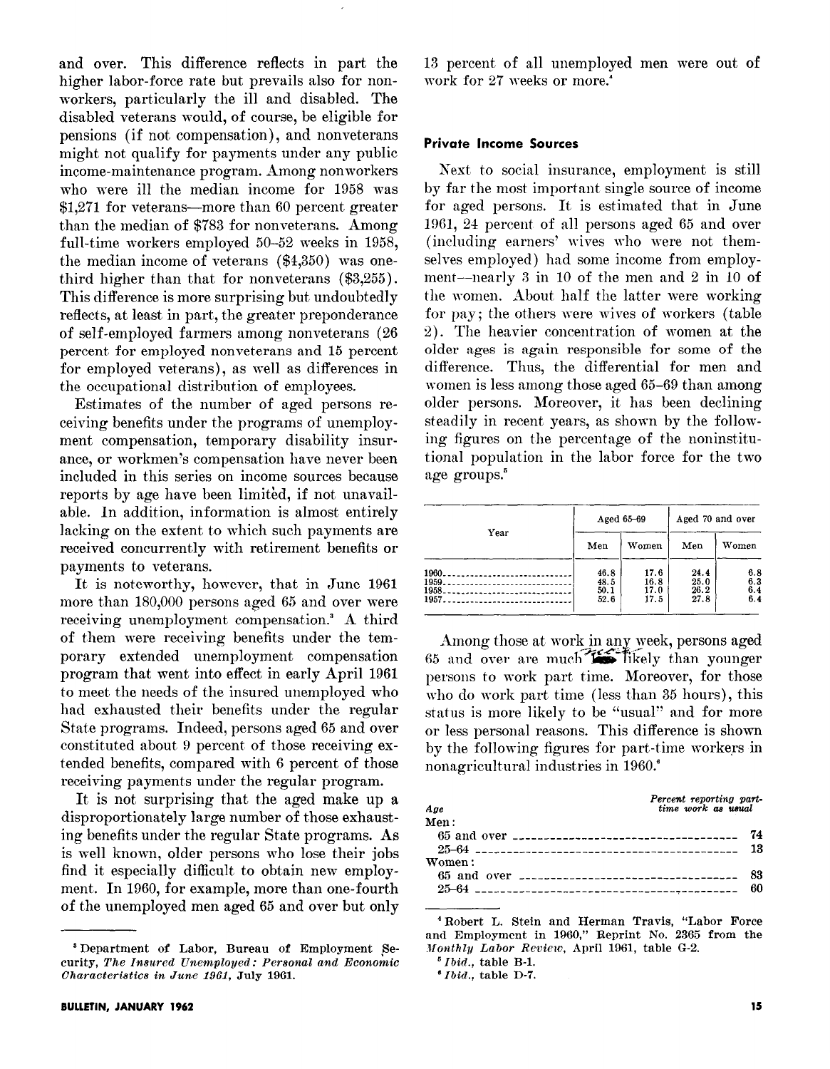and over. This difference reflects in part the higher labor-force rate but prevails also for nonworkers, particularly the ill and disabled. The disabled veterans would, of course, be eligible for pensions (if not compensation), and nonveterans might not qualify for payments under any public income-maintenance program. Among nonworkers who were ill the median income for 1958 was $1,271 for veterans—more than 60 percent greater than the median of $783 for nonveterans. Among full-time workers employed 50–52 weeks in 1958, the median income of veterans ($4,350) was one-third higher than that for nonveterans ($3,255). This difference is more surprising but undoubtedly reflects, at least in part, the greater preponderance of self-employed farmers among nonveterans (26 percent for employed nonveterans and 15 percent for employed veterans), as well as differences in the occupational distribution of employees.

Estimates of the number of aged persons receiving benefits under the programs of unemployment compensation, temporary disability insurance, or workmen's compensation have never been included in this series on income sources because reports by age have been limited, if not unavailable. In addition, information is almost entirely lacking on the extent to which such payments are received concurrently with retirement benefits or payments to veterans.

It is noteworthy, however, that in June 1961 more than 180,000 persons aged 65 and over were receiving unemployment compensation.[3] A third of them were receiving benefits under the temporary extended unemployment compensation program that went into effect in early April 1961 to meet the needs of the insured unemployed who had exhausted their benefits under the regular State programs. Indeed, persons aged 65 and over constituted about 9 percent of those receiving extended benefits, compared with 6 percent of those receiving payments under the regular program.

It is not surprising that the aged make up a disproportionately large number of those exhausting benefits under the regular State programs. As is well known, older persons who lose their jobs find it especially difficult to obtain new employment. In 1960, for example, more than one-fourth of the unemployed men aged 65 and over but only 13 percent of all unemployed men were out of work for 27 weeks or more.[4]

### Private Income Sources

Next to social insurance, employment is still by far the most important single source of income for aged persons. It is estimated that in June 1961, 24 percent of all persons aged 65 and over (including earners' wives who were not themselves employed) had some income from employment—nearly 3 in 10 of the men and 2 in 10 of the women. About half the latter were working for pay; the others were wives of workers (table 2). The heavier concentration of women at the older ages is again responsible for some of the difference. Thus, the differential for men and women is less among those aged 65–69 than among older persons. Moreover, it has been declining steadily in recent years, as shown by the following figures on the percentage of the noninstitutional population in the labor force for the two age groups.[5]

| Year | Aged 65–69 | | Aged 70 and over | |
|---|---|---|---|---|
| | Men | Women | Men | Women |
| 1960 | 46.8 | 17.6 | 24.4 | 6.8 |
| 1959 | 48.5 | 16.8 | 25.0 | 6.3 |
| 1958 | 50.1 | 17.0 | 26.2 | 6.4 |
| 1957 | 52.6 | 17.5 | 27.8 | 6.4 |

Among those at work in any week, persons aged 65 and over are much more likely than younger persons to work part time. Moreover, for those who do work part time (less than 35 hours), this status is more likely to be "usual" and for more or less personal reasons. This difference is shown by the following figures for part-time workers in nonagricultural industries in 1960.[6]

| *Age* | *Percent reporting part-time work as usual* |
|---|---|
| Men: | |
| 65 and over | 74 |
| 25–64 | 13 |
| Women: | |
| 65 and over | 83 |
| 25–64 | 60 |

[3] Department of Labor, Bureau of Employment Security, *The Insured Unemployed: Personal and Economic Characteristics in June 1961*, July 1961.

[4] Robert L. Stein and Herman Travis, "Labor Force and Employment in 1960," Reprint No. 2365 from the *Monthly Labor Review*, April 1961, table G-2.

[5] *Ibid.*, table B-1.

[6] *Ibid.*, table D-7.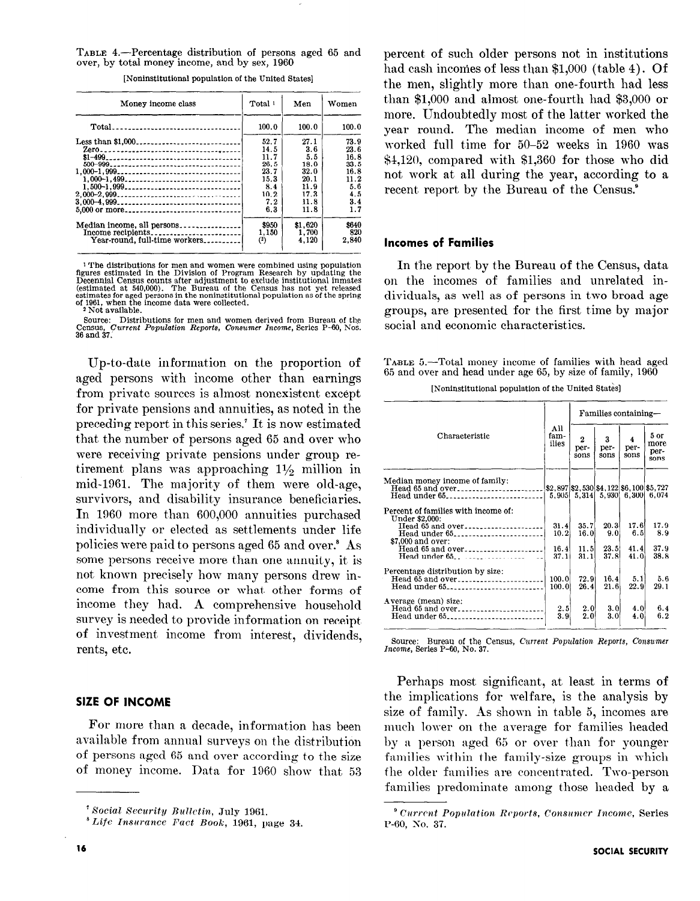TABLE 4.—Percentage distribution of persons aged 65 and over, by total money income, and by sex, 1960

[Noninstitutional population of the United States]

| Money income class | Total [1] | Men | Women |
|---|---|---|---|
| Total | 100.0 | 100.0 | 100.0 |
| Less than $1,000 | 52.7 | 27.1 | 73.9 |
| Zero | 14.5 | 3.6 | 23.6 |
| $1–499 | 11.7 | 5.5 | 16.8 |
| 500–999 | 26.5 | 18.0 | 33.5 |
| 1,000–1,999 | 23.7 | 32.0 | 16.8 |
| 1,000–1,499 | 15.3 | 20.1 | 11.2 |
| 1,500–1,999 | 8.4 | 11.9 | 5.6 |
| 2,000–2,999 | 10.2 | 17.3 | 4.5 |
| 3,000–4,999 | 7.2 | 11.8 | 3.4 |
| 5,000 or more | 6.3 | 11.8 | 1.7 |
| Median income, all persons | $950 | $1,620 | $640 |
| Income recipients | 1,150 | 1,700 | 820 |
| Year-round, full-time workers | (2) | 4,120 | 2,840 |

[1] The distributions for men and women were combined using population figures estimated in the Division of Program Research by updating the Decennial Census counts after adjustment to exclude institutional inmates (estimated at 540,000). The Bureau of the Census has not yet released estimates for aged persons in the noninstitutional population as of the spring of 1961, when the income data were collected.
[2] Not available.

Source: Distributions for men and women derived from Bureau of the Census, *Current Population Reports, Consumer Income*, Series P-60, Nos. 36 and 37.

Up-to-date information on the proportion of aged persons with income other than earnings from private sources is almost nonexistent except for private pensions and annuities, as noted in the preceding report in this series.[7] It is now estimated that the number of persons aged 65 and over who were receiving private pensions under group retirement plans was approaching 1½ million in mid-1961. The majority of them were old-age, survivors, and disability insurance beneficiaries. In 1960 more than 600,000 annuities purchased individually or elected as settlements under life policies were paid to persons aged 65 and over.[8] As some persons receive more than one annuity, it is not known precisely how many persons drew income from this source or what other forms of income they had. A comprehensive household survey is needed to provide information on receipt of investment income from interest, dividends, rents, etc.

## SIZE OF INCOME

For more than a decade, information has been available from annual surveys on the distribution of persons aged 65 and over according to the size of money income. Data for 1960 show that 53 percent of such older persons not in institutions had cash incomes of less than $1,000 (table 4). Of the men, slightly more than one-fourth had less than $1,000 and almost one-fourth had $3,000 or more. Undoubtedly most of the latter worked the year round. The median income of men who worked full time for 50–52 weeks in 1960 was $4,120, compared with $1,360 for those who did not work at all during the year, according to a recent report by the Bureau of the Census.[9]

[7] *Social Security Bulletin*, July 1961.

[8] *Life Insurance Fact Book*, 1961, page 34.

### Incomes of Families

In the report by the Bureau of the Census, data on the incomes of families and unrelated individuals, as well as of persons in two broad age groups, are presented for the first time by major social and economic characteristics.

TABLE 5.—Total money income of families with head aged 65 and over and head under age 65, by size of family, 1960

[Noninstitutional population of the United States]

| Characteristic | All families | Families containing— | | | |
|---|---|---|---|---|---|
| | | 2 persons | 3 persons | 4 persons | 5 or more persons |
| Median money income of family: | | | | | |
| Head 65 and over | $2,897 | $2,530 | $4,122 | $6,100 | $5,727 |
| Head under 65 | 5,905 | 5,314 | 5,930 | 6,300 | 6,074 |
| Percent of families with income of: | | | | | |
| Under $2,000: | | | | | |
| Head 65 and over | 31.4 | 35.7 | 20.3 | 17.6 | 17.9 |
| Head under 65 | 10.2 | 16.0 | 9.0 | 6.5 | 8.9 |
| $7,000 and over: | | | | | |
| Head 65 and over | 16.4 | 11.5 | 23.5 | 41.4 | 37.9 |
| Head under 65 | 37.1 | 31.1 | 37.8 | 41.0 | 38.8 |
| Percentage distribution by size: | | | | | |
| Head 65 and over | 100.0 | 72.9 | 16.4 | 5.1 | 5.6 |
| Head under 65 | 100.0 | 26.4 | 21.6 | 22.9 | 29.1 |
| Average (mean) size: | | | | | |
| Head 65 and over | 2.5 | 2.0 | 3.0 | 4.0 | 6.4 |
| Head under 65 | 3.9 | 2.0 | 3.0 | 4.0 | 6.2 |

Source: Bureau of the Census, *Current Population Reports, Consumer Income*, Series P-60, No. 37.

Perhaps most significant, at least in terms of the implications for welfare, is the analysis by size of family. As shown in table 5, incomes are much lower on the average for families headed by a person aged 65 or over than for younger families within the family-size groups in which the older families are concentrated. Two-person families predominate among those headed by a

[9] *Current Population Reports, Consumer Income*, Series P-60, No. 37.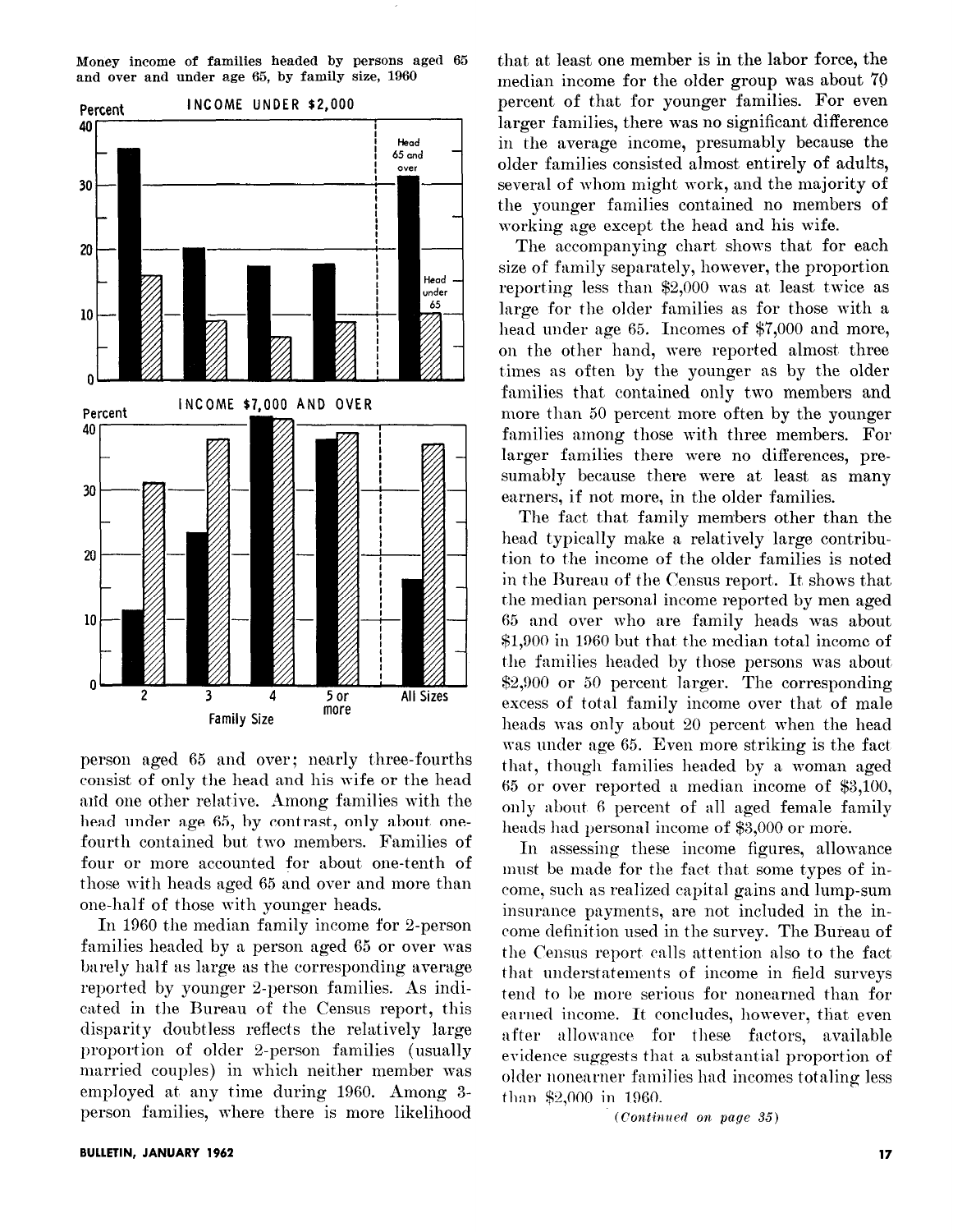Money income of families headed by persons aged 65 and over and under age 65, by family size, 1960

person aged 65 and over; nearly three-fourths consist of only the head and his wife or the head and one other relative. Among families with the head under age 65, by contrast, only about one-fourth contained but two members. Families of four or more accounted for about one-tenth of those with heads aged 65 and over and more than one-half of those with younger heads.

In 1960 the median family income for 2-person families headed by a person aged 65 or over was barely half as large as the corresponding average reported by younger 2-person families. As indicated in the Bureau of the Census report, this disparity doubtless reflects the relatively large proportion of older 2-person families (usually married couples) in which neither member was employed at any time during 1960. Among 3-person families, where there is more likelihood that at least one member is in the labor force, the median income for the older group was about 70 percent of that for younger families. For even larger families, there was no significant difference in the average income, presumably because the older families consisted almost entirely of adults, several of whom might work, and the majority of the younger families contained no members of working age except the head and his wife.

The accompanying chart shows that for each size of family separately, however, the proportion reporting less than $2,000 was at least twice as large for the older families as for those with a head under age 65. Incomes of $7,000 and more, on the other hand, were reported almost three times as often by the younger as by the older families that contained only two members and more than 50 percent more often by the younger families among those with three members. For larger families there were no differences, presumably because there were at least as many earners, if not more, in the older families.

The fact that family members other than the head typically make a relatively large contribution to the income of the older families is noted in the Bureau of the Census report. It shows that the median personal income reported by men aged 65 and over who are family heads was about $1,900 in 1960 but that the median total income of the families headed by those persons was about $2,900 or 50 percent larger. The corresponding excess of total family income over that of male heads was only about 20 percent when the head was under age 65. Even more striking is the fact that, though families headed by a woman aged 65 or over reported a median income of $3,100, only about 6 percent of all aged female family heads had personal income of $3,000 or more.

In assessing these income figures, allowance must be made for the fact that some types of income, such as realized capital gains and lump-sum insurance payments, are not included in the income definition used in the survey. The Bureau of the Census report calls attention also to the fact that understatements of income in field surveys tend to be more serious for nonearned than for earned income. It concludes, however, that even after allowance for these factors, available evidence suggests that a substantial proportion of older nonearner families had incomes totaling less than $2,000 in 1960.

*(Continued on page 35)*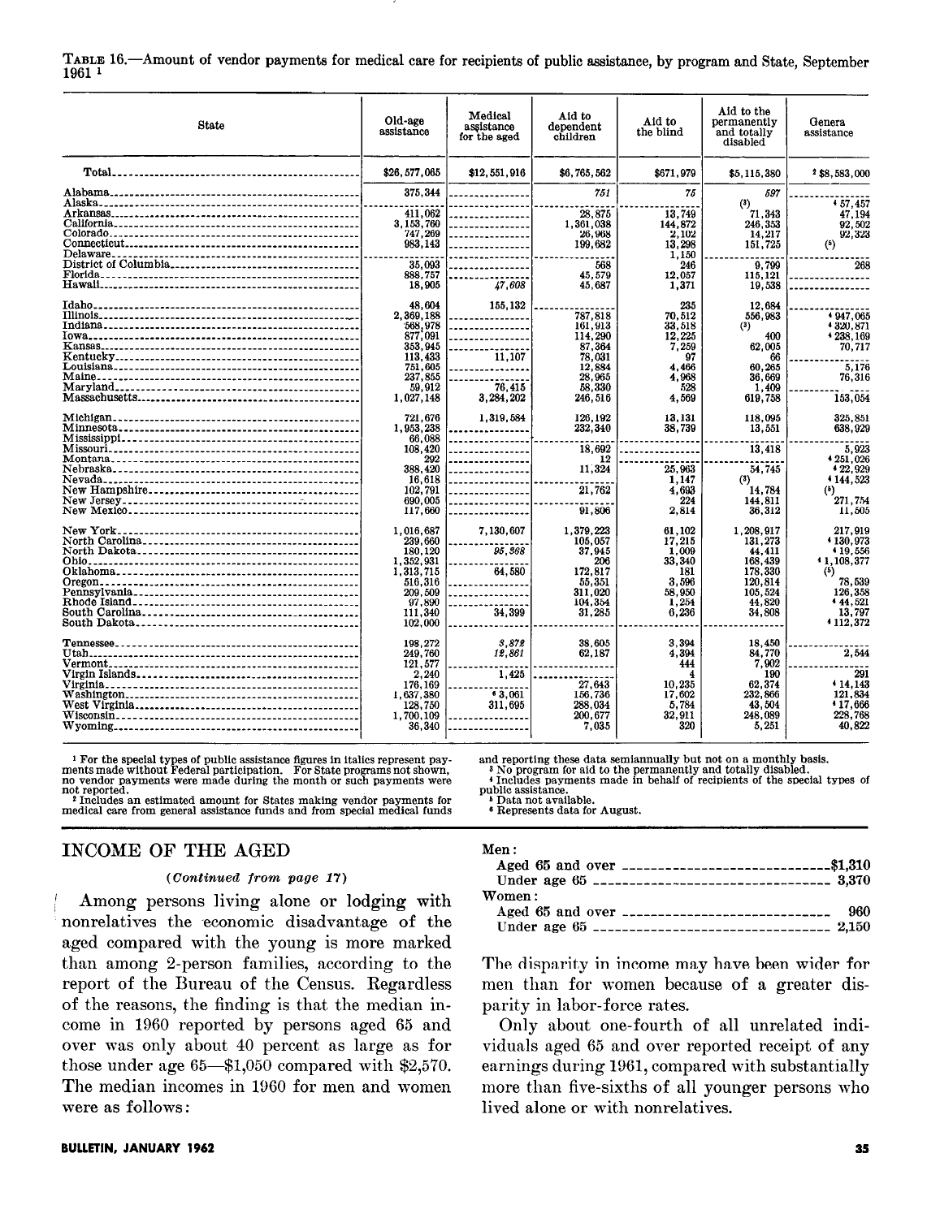TABLE 16.—Amount of vendor payments for medical care for recipients of public assistance, by program and State, September 1961 [1]

| State | Old-age assistance | Medical assistance for the aged | Aid to dependent children | Aid to the blind | Aid to the permanently and totally disabled | General assistance |
|---|---|---|---|---|---|---|
| Total | $26,577,065 | $12,551,916 | $6,765,562 | $671,979 | $5,115,380 | [2] $8,583,000 |
| Alabama | 375,344 | | *751* | *75* | *597* | |
| Alaska | | | | | ([3]) | [4] 57,457 |
| Arkansas | 411,062 | | 28,875 | 13,749 | 71,343 | 47,194 |
| California | 3,153,760 | | 1,361,038 | 144,872 | 246,353 | 92,502 |
| Colorado | 747,269 | | 26,968 | 2,102 | 14,217 | 92,323 |
| Connecticut | 983,143 | | 199,682 | 13,298 | 151,725 | ([5]) |
| Delaware | | | | 1,150 | | |
| District of Columbia | 35,093 | | 568 | 246 | 9,799 | 268 |
| Florida | 888,757 | | 45,579 | 12,057 | 115,121 | |
| Hawaii | 18,905 | *47,608* | 45,687 | 1,371 | 19,538 | |
| Idaho | 48,604 | 155,132 | | 235 | 12,684 | |
| Illinois | 2,369,188 | | 787,818 | 70,512 | 556,983 | [4] 947,065 |
| Indiana | 568,978 | | 161,913 | 33,518 | ([3]) | [4] 320,871 |
| Iowa | 877,091 | | 114,290 | 12,225 | 400 | [4] 238,169 |
| Kansas | 353,945 | | 87,364 | 7,259 | 62,005 | 70,717 |
| Kentucky | 113,433 | 11,107 | 78,031 | 97 | 66 | |
| Louisiana | 751,605 | | 12,884 | 4,466 | 60,265 | 5,176 |
| Maine | 237,855 | | 28,965 | 4,968 | 36,669 | 76,316 |
| Maryland | 59,912 | 76,415 | 58,330 | 528 | 1,409 | |
| Massachusetts | 1,027,148 | 3,284,202 | 246,516 | 4,569 | 619,758 | 153,054 |
| Michigan | 721,676 | 1,319,584 | 126,192 | 13,131 | 118,095 | 325,851 |
| Minnesota | 1,953,238 | | 232,340 | 38,739 | 13,551 | 638,929 |
| Mississippi | 66,088 | | | | | |
| Missouri | 108,420 | | 18,692 | | 13,418 | 5,923 |
| Montana | 292 | | 12 | | | [4] 251,026 |
| Nebraska | 388,420 | | 11,324 | 25,963 | 54,745 | [4] 22,929 |
| Nevada | 16,618 | | | 1,147 | ([3]) | [4] 144,523 |
| New Hampshire | 102,791 | | 21,762 | 4,693 | 14,784 | ([5]) |
| New Jersey | 690,005 | | | 224 | 144,811 | 271,754 |
| New Mexico | 117,660 | | 91,806 | 2,814 | 36,312 | 11,505 |
| New York | 1,016,687 | 7,130,607 | 1,379,223 | 61,102 | 1,208,917 | 217,919 |
| North Carolina | 239,660 | | 105,057 | 17,215 | 131,273 | [4] 130,973 |
| North Dakota | 180,120 | *95,368* | 37,945 | 1,009 | 44,411 | [4] 19,556 |
| Ohio | 1,352,931 | | 206 | 33,340 | 168,439 | [4] 1,108,377 |
| Oklahoma | 1,313,715 | 64,580 | 172,817 | 181 | 178,330 | ([5]) |
| Oregon | 516,316 | | 55,351 | 3,596 | 120,814 | 78,539 |
| Pennsylvania | 209,509 | | 311,020 | 58,950 | 105,524 | 126,358 |
| Rhode Island | 97,890 | | 104,354 | 1,254 | 44,820 | [4] 44,521 |
| South Carolina | 111,340 | 34,399 | 31,285 | 6,236 | 34,808 | 13,797 |
| South Dakota | 102,000 | | | | | [4] 112,372 |
| Tennessee | 198,272 | *3,872* | 38,605 | 3,394 | 18,450 | |
| Utah | 249,760 | *12,861* | 62,187 | 4,394 | 84,770 | 2,544 |
| Vermont | 121,577 | | | 444 | 7,902 | |
| Virgin Islands | 2,240 | 1,425 | | 4 | 190 | 291 |
| Virginia | 176,169 | | 27,643 | 10,235 | 62,374 | [4] 14,143 |
| Washington | 1,637,380 | [6] 3,061 | 156,736 | 17,602 | 232,866 | 121,834 |
| West Virginia | 128,750 | 311,695 | 288,034 | 5,784 | 43,504 | [4] 17,666 |
| Wisconsin | 1,700,109 | | 200,677 | 32,911 | 248,089 | 228,768 |
| Wyoming | 36,340 | | 7,035 | 320 | 5,251 | 40,822 |

[1] For the special types of public assistance figures in italics represent payments made without Federal participation. For State programs not shown, no vendor payments were made during the month or such payments were not reported.

[2] Includes an estimated amount for States making vendor payments for medical care from general assistance funds and from special medical funds and reporting these data semiannually but not on a monthly basis.

[3] No program for aid to the permanently and totally disabled.

[4] Includes payments made in behalf of recipients of the special types of public assistance.

[5] Data not available.

[6] Represents data for August.

## INCOME OF THE AGED

*(Continued from page 17)*

Among persons living alone or lodging with nonrelatives the economic disadvantage of the aged compared with the young is more marked than among 2-person families, according to the report of the Bureau of the Census. Regardless of the reasons, the finding is that the median income in 1960 reported by persons aged 65 and over was only about 40 percent as large as for those under age 65—$1,050 compared with $2,570. The median incomes in 1960 for men and women were as follows:

| | |
|---|---|
| Men: | |
| Aged 65 and over | $1,310 |
| Under age 65 | 3,370 |
| Women: | |
| Aged 65 and over | 960 |
| Under age 65 | 2,150 |

The disparity in income may have been wider for men than for women because of a greater disparity in labor-force rates.

Only about one-fourth of all unrelated individuals aged 65 and over reported receipt of any earnings during 1961, compared with substantially more than five-sixths of all younger persons who lived alone or with nonrelatives.